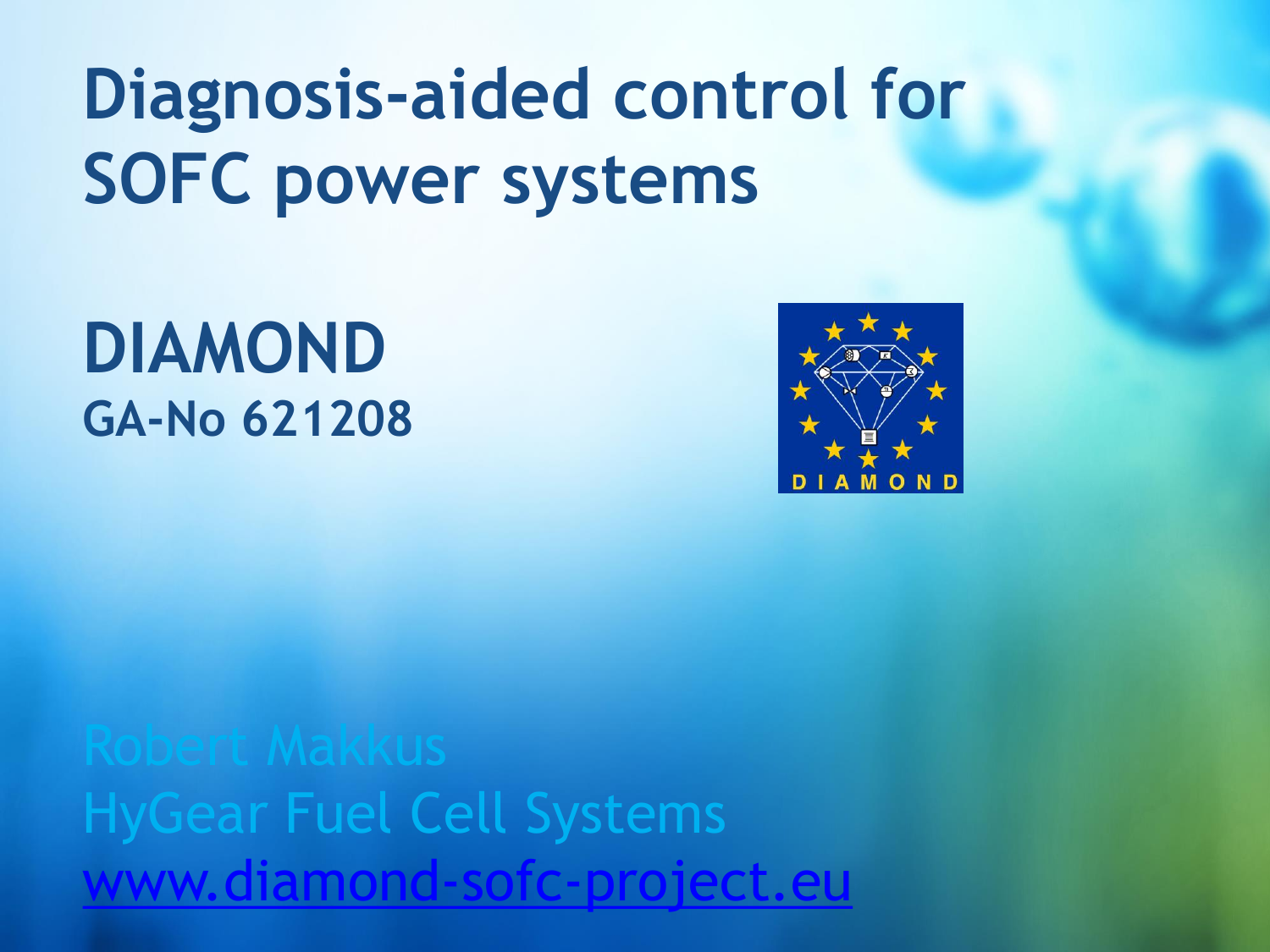# Diagnosis-aided control for SOFC power systems

## DIAMOND

**GA-No 621208**

Robert Makkus

HyGear Fuel Cell Systems

[www.diamond-sofc-project.eu](http://www.diamond-sofc-project.eu)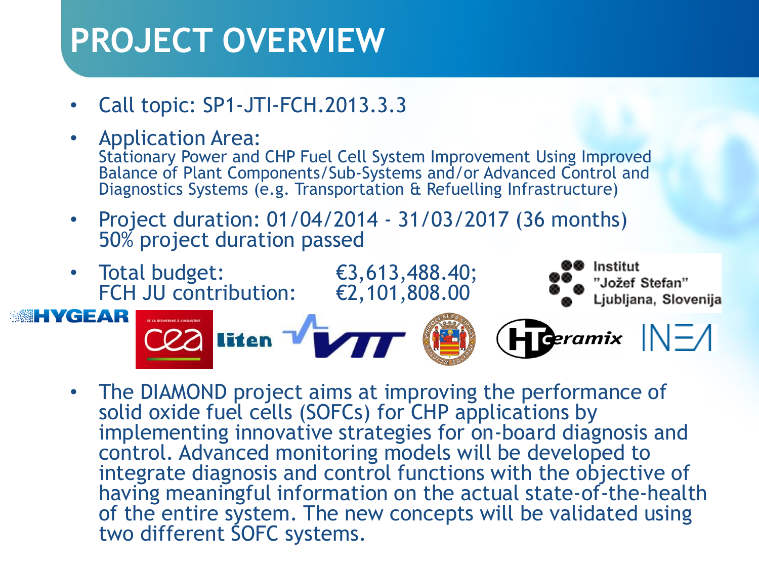# PROJECT OVERVIEW

- Call topic: SP1-JTI-FCH.2013.3.3
- Application Area:
  Stationary Power and CHP Fuel Cell System Improvement Using Improved Balance of Plant Components/Sub-Systems and/or Advanced Control and Diagnostics Systems (e.g. Transportation & Refuelling Infrastructure)
- Project duration: 01/04/2014 - 31/03/2017 (36 months)
  50% project duration passed
- Total budget: €3,613,488.40;
  FCH JU contribution: €2,101,808.00

Institut "Jožef Stefan" Ljubljana, Slovenija

HYGEAR

cea liten

VTT

HTceramix

INEA

- The DIAMOND project aims at improving the performance of solid oxide fuel cells (SOFCs) for CHP applications by implementing innovative strategies for on-board diagnosis and control. Advanced monitoring models will be developed to integrate diagnosis and control functions with the objective of having meaningful information on the actual state-of-the-health of the entire system. The new concepts will be validated using two different SOFC systems.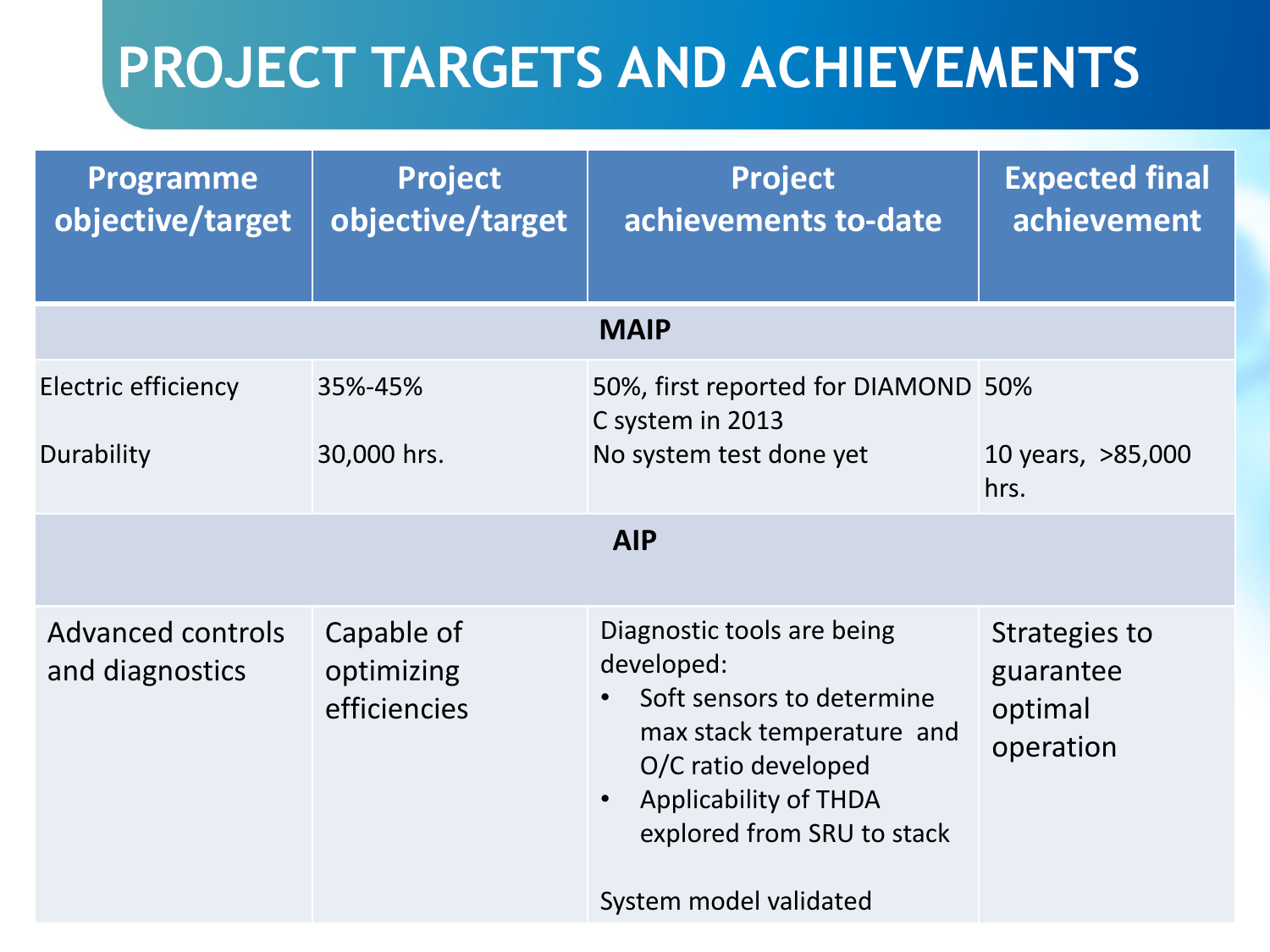# PROJECT TARGETS AND ACHIEVEMENTS

| Programme objective/target | Project objective/target | Project achievements to-date | Expected final achievement |
|---|---|---|---|
| **MAIP** | | | |
| Electric efficiency | 35%-45% | 50%, first reported for DIAMOND C system in 2013 | 50% |
| Durability | 30,000 hrs. | No system test done yet | 10 years, >85,000 hrs. |
| **AIP** | | | |
| Advanced controls and diagnostics | Capable of optimizing efficiencies | Diagnostic tools are being developed:<br>• Soft sensors to determine max stack temperature and O/C ratio developed<br>• Applicability of THDA explored from SRU to stack<br><br>System model validated | Strategies to guarantee optimal operation |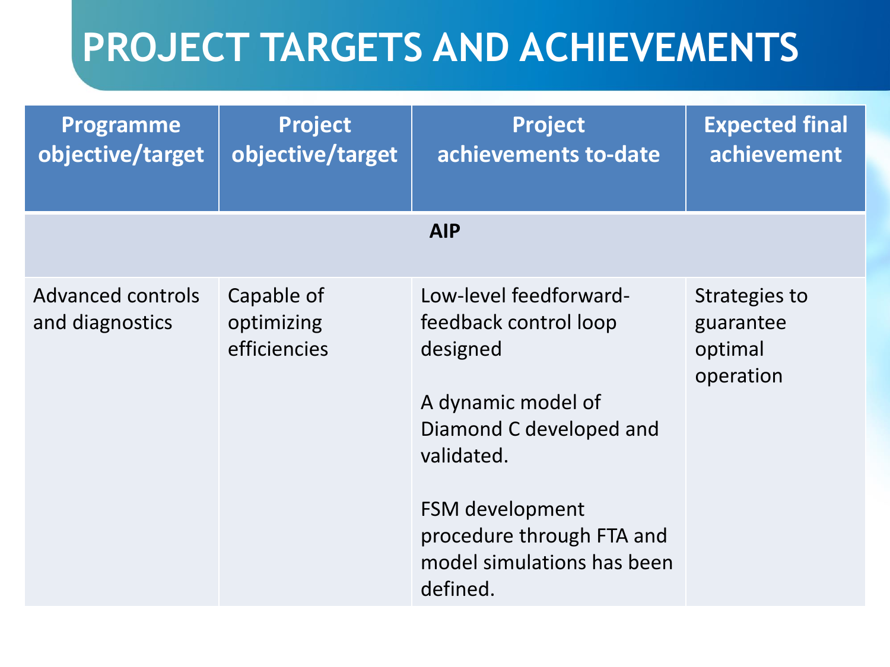# PROJECT TARGETS AND ACHIEVEMENTS

| Programme objective/target | Project objective/target | Project achievements to-date | Expected final achievement |
|---|---|---|---|
| **AIP** | | | |
| Advanced controls and diagnostics | Capable of optimizing efficiencies | Low-level feedforward-feedback control loop designed<br><br>A dynamic model of Diamond C developed and validated.<br><br>FSM development procedure through FTA and model simulations has been defined. | Strategies to guarantee optimal operation |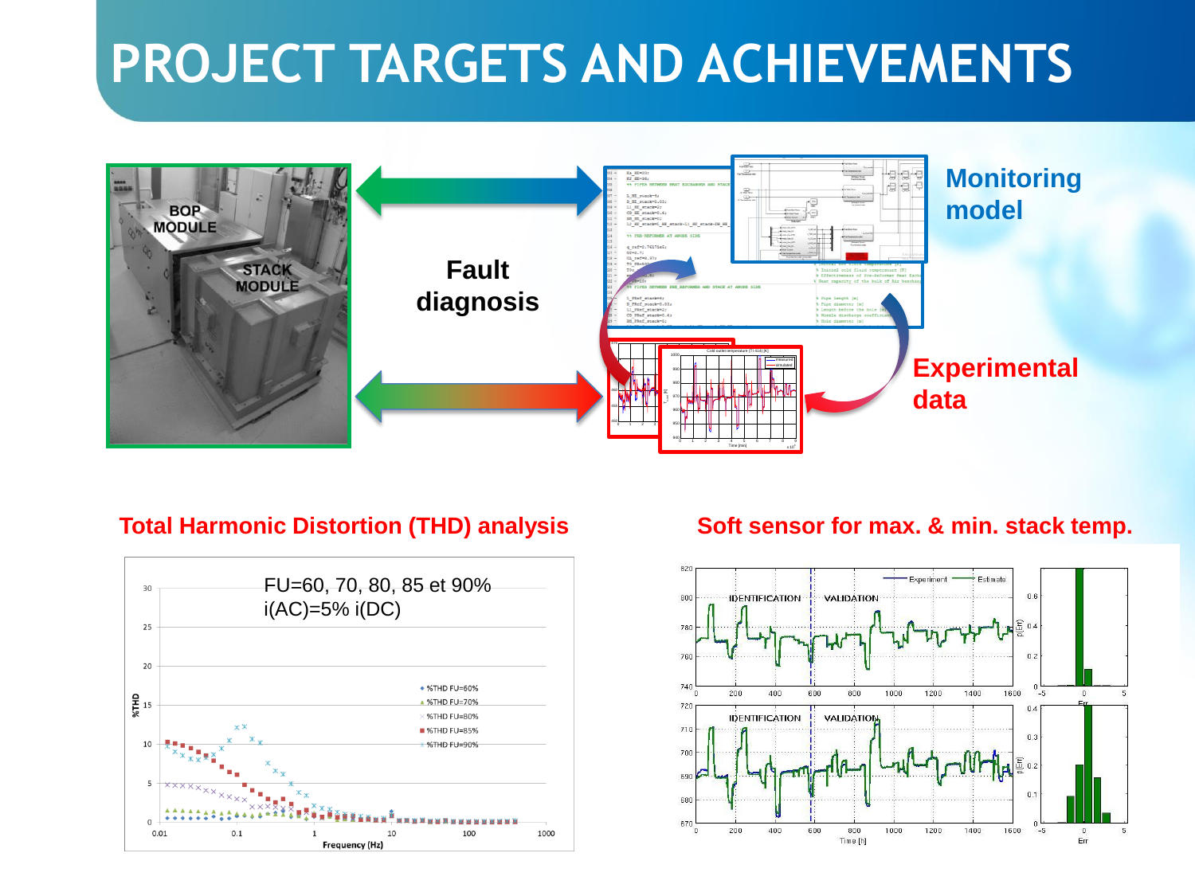# PROJECT TARGETS AND ACHIEVEMENTS

BOP MODULE

STACK MODULE

**Fault diagnosis**

**Monitoring model**

**Experimental data**

**Total Harmonic Distortion (THD) analysis**

FU=60, 70, 80, 85 et 90%
i(AC)=5% i(DC)

**Soft sensor for max. & min. stack temp.**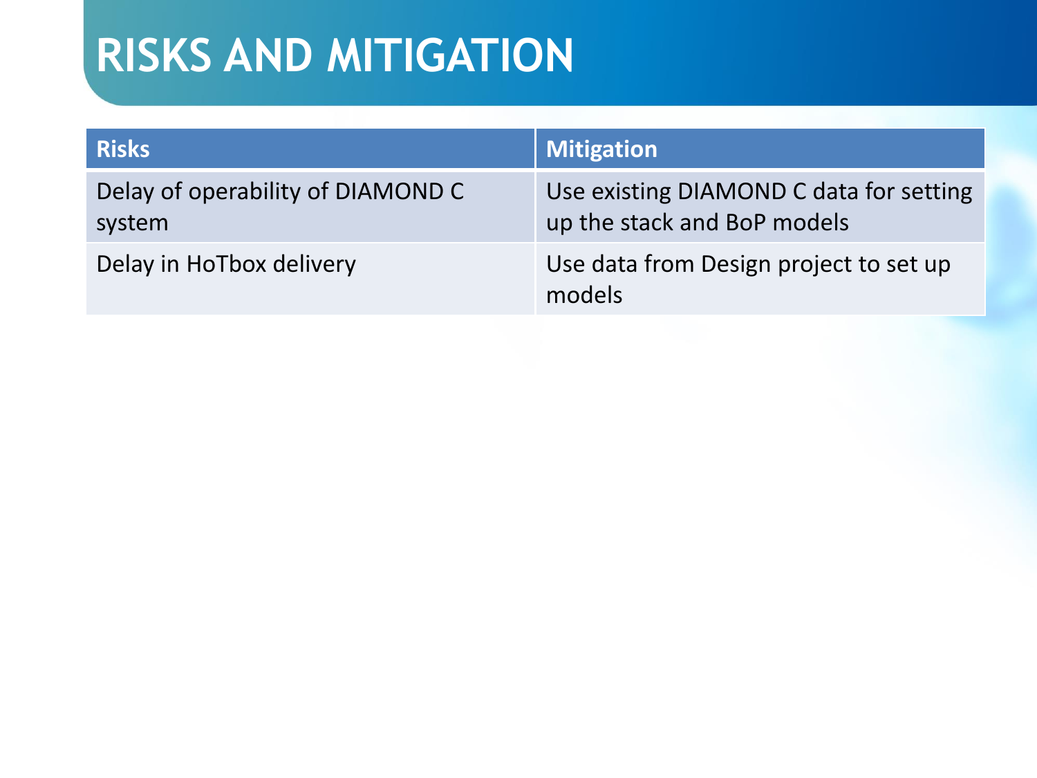# RISKS AND MITIGATION

| Risks | Mitigation |
| --- | --- |
| Delay of operability of DIAMOND C system | Use existing DIAMOND C data for setting up the stack and BoP models |
| Delay in HoTbox delivery | Use data from Design project to set up models |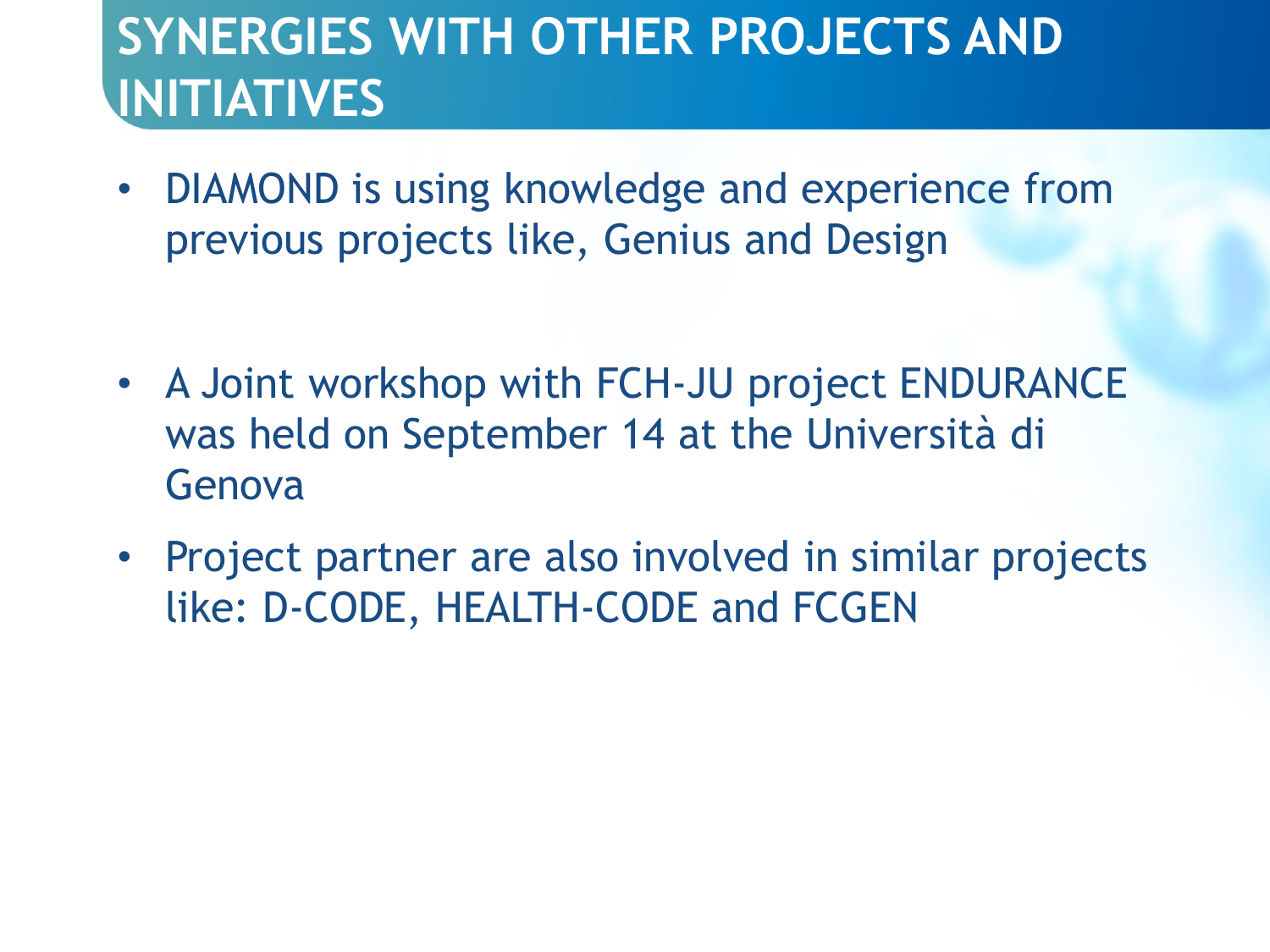# SYNERGIES WITH OTHER PROJECTS AND INITIATIVES

- DIAMOND is using knowledge and experience from previous projects like, Genius and Design
- A Joint workshop with FCH-JU project ENDURANCE was held on September 14 at the Università di Genova
- Project partner are also involved in similar projects like: D-CODE, HEALTH-CODE and FCGEN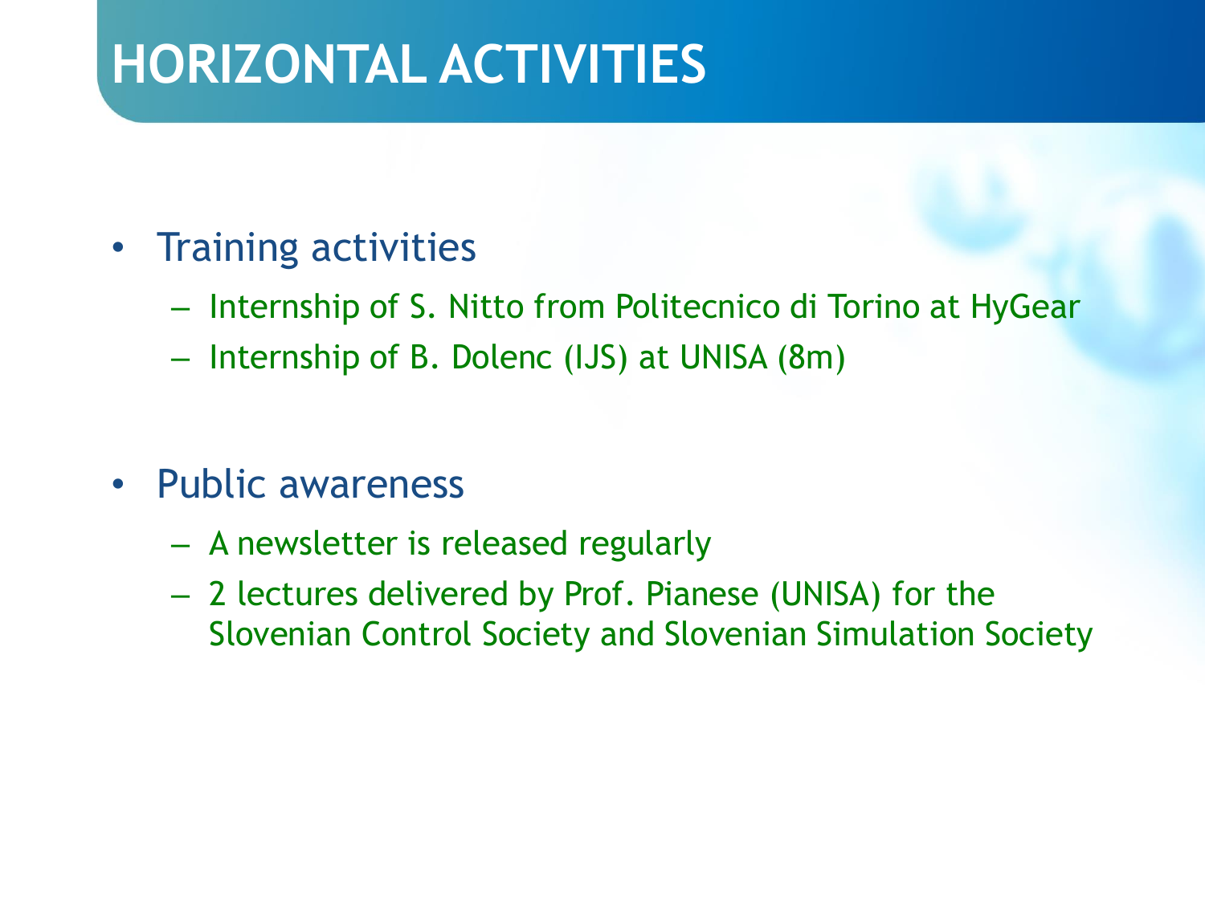# HORIZONTAL ACTIVITIES

- Training activities
  - Internship of S. Nitto from Politecnico di Torino at HyGear
  - Internship of B. Dolenc (IJS) at UNISA (8m)

- Public awareness
  - A newsletter is released regularly
  - 2 lectures delivered by Prof. Pianese (UNISA) for the Slovenian Control Society and Slovenian Simulation Society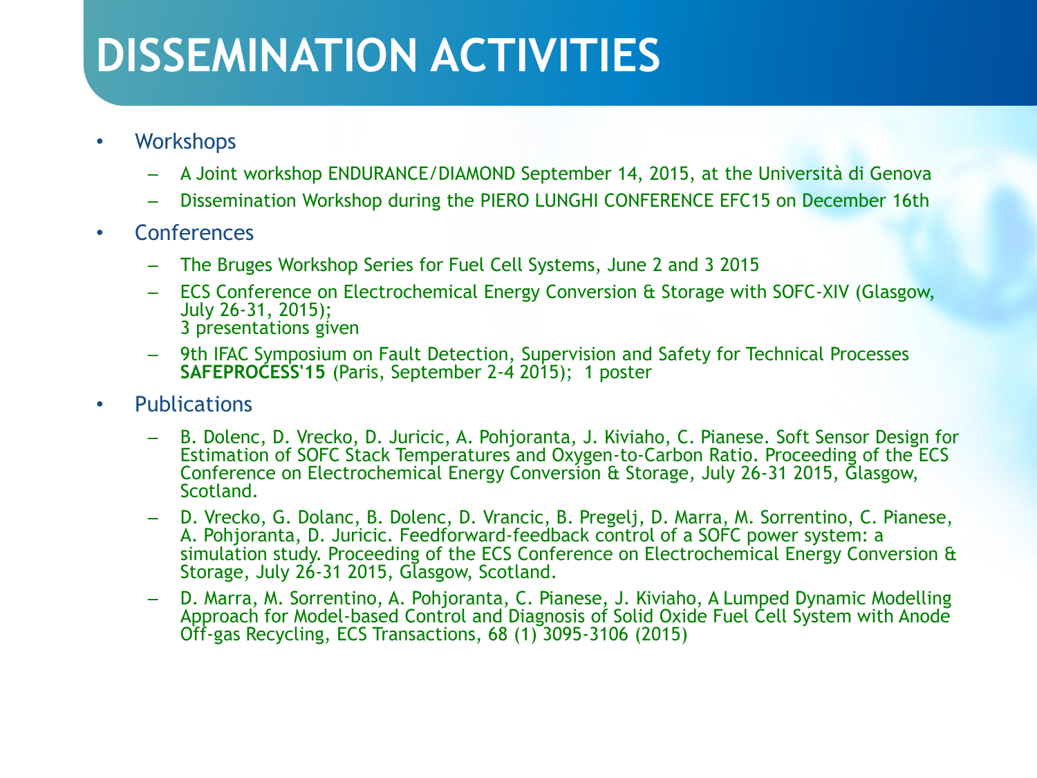# DISSEMINATION ACTIVITIES

- Workshops
  - A Joint workshop ENDURANCE/DIAMOND September 14, 2015, at the Università di Genova
  - Dissemination Workshop during the PIERO LUNGHI CONFERENCE EFC15 on December 16th
- Conferences
  - The Bruges Workshop Series for Fuel Cell Systems, June 2 and 3 2015
  - ECS Conference on Electrochemical Energy Conversion & Storage with SOFC-XIV (Glasgow, July 26-31, 2015);  
    3 presentations given
  - 9th IFAC Symposium on Fault Detection, Supervision and Safety for Technical Processes **SAFEPROCESS'15** (Paris, September 2-4 2015); 1 poster
- Publications
  - B. Dolenc, D. Vrecko, D. Juricic, A. Pohjoranta, J. Kiviaho, C. Pianese. Soft Sensor Design for Estimation of SOFC Stack Temperatures and Oxygen-to-Carbon Ratio. Proceeding of the ECS Conference on Electrochemical Energy Conversion & Storage, July 26-31 2015, Glasgow, Scotland.
  - D. Vrecko, G. Dolanc, B. Dolenc, D. Vrancic, B. Pregelj, D. Marra, M. Sorrentino, C. Pianese, A. Pohjoranta, D. Juricic. Feedforward-feedback control of a SOFC power system: a simulation study. Proceeding of the ECS Conference on Electrochemical Energy Conversion & Storage, July 26-31 2015, Glasgow, Scotland.
  - D. Marra, M. Sorrentino, A. Pohjoranta, C. Pianese, J. Kiviaho, A Lumped Dynamic Modelling Approach for Model-based Control and Diagnosis of Solid Oxide Fuel Cell System with Anode Off-gas Recycling, ECS Transactions, 68 (1) 3095-3106 (2015)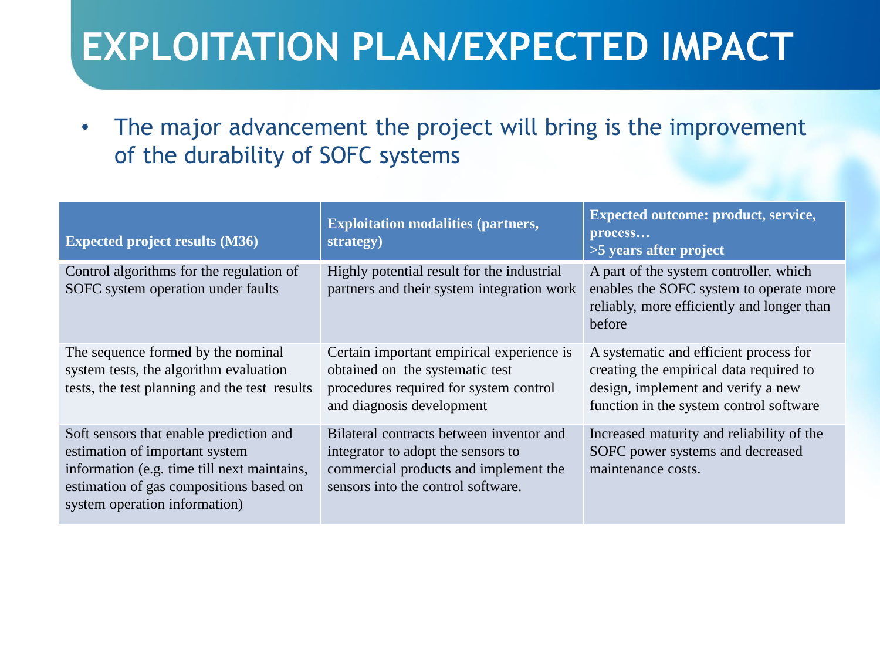# EXPLOITATION PLAN/EXPECTED IMPACT

- The major advancement the project will bring is the improvement of the durability of SOFC systems

| Expected project results (M36) | Exploitation modalities (partners, strategy) | Expected outcome: product, service, process… >5 years after project |
| --- | --- | --- |
| Control algorithms for the regulation of SOFC system operation under faults | Highly potential result for the industrial partners and their system integration work | A part of the system controller, which enables the SOFC system to operate more reliably, more efficiently and longer than before |
| The sequence formed by the nominal system tests, the algorithm evaluation tests, the test planning and the test results | Certain important empirical experience is obtained on the systematic test procedures required for system control and diagnosis development | A systematic and efficient process for creating the empirical data required to design, implement and verify a new function in the system control software |
| Soft sensors that enable prediction and estimation of important system information (e.g. time till next maintains, estimation of gas compositions based on system operation information) | Bilateral contracts between inventor and integrator to adopt the sensors to commercial products and implement the sensors into the control software. | Increased maturity and reliability of the SOFC power systems and decreased maintenance costs. |